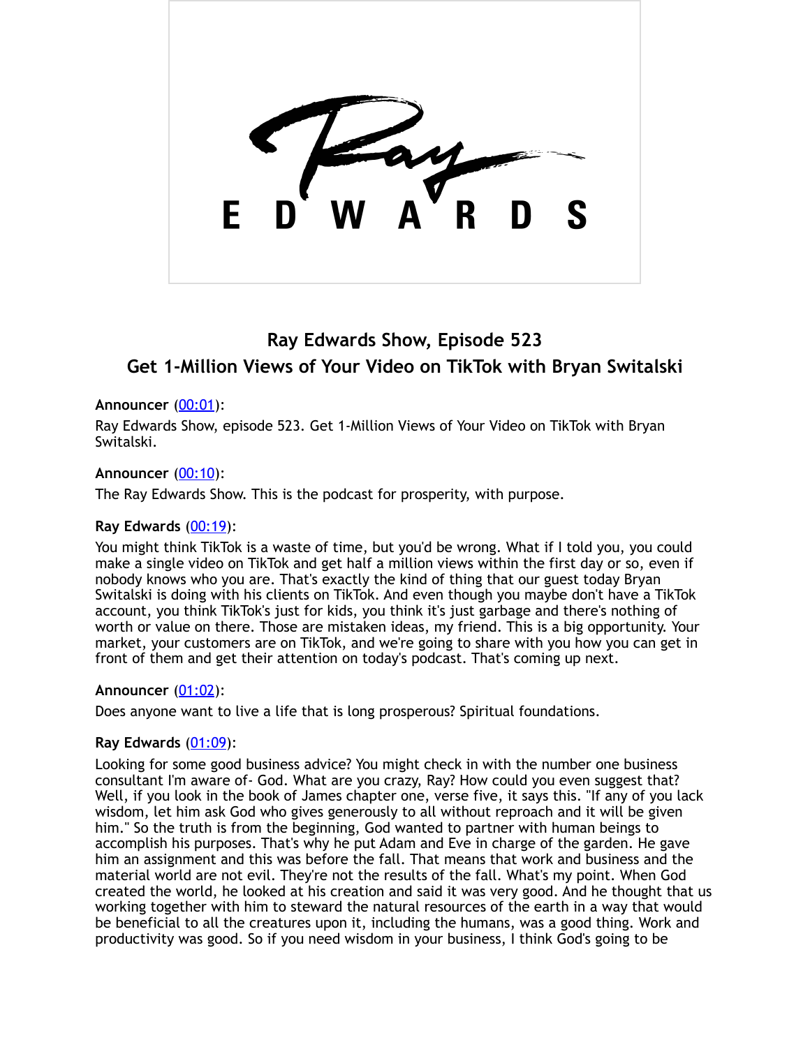## Ray Edwards Show, Episode 523

## Get 1-Million Views of Your Video on TikTok with Bryan Switalski

**Announcer** (00:01):

Ray Edwards Show, episode 523. Get 1-Million Views of Your Video on TikTok with Bryan Switalski.

**Announcer** (00:10):

The Ray Edwards Show. This is the podcast for prosperity, with purpose.

**Ray Edwards** (00:19):

You might think TikTok is a waste of time, but you'd be wrong. What if I told you, you could make a single video on TikTok and get half a million views within the first day or so, even if nobody knows who you are. That's exactly the kind of thing that our guest today Bryan Switalski is doing with his clients on TikTok. And even though you maybe don't have a TikTok account, you think TikTok's just for kids, you think it's just garbage and there's nothing of worth or value on there. Those are mistaken ideas, my friend. This is a big opportunity. Your market, your customers are on TikTok, and we're going to share with you how you can get in front of them and get their attention on today's podcast. That's coming up next.

**Announcer** (01:02):

Does anyone want to live a life that is long prosperous? Spiritual foundations.

**Ray Edwards** (01:09):

Looking for some good business advice? You might check in with the number one business consultant I'm aware of- God. What are you crazy, Ray? How could you even suggest that? Well, if you look in the book of James chapter one, verse five, it says this. "If any of you lack wisdom, let him ask God who gives generously to all without reproach and it will be given him." So the truth is from the beginning, God wanted to partner with human beings to accomplish his purposes. That's why he put Adam and Eve in charge of the garden. He gave him an assignment and this was before the fall. That means that work and business and the material world are not evil. They're not the results of the fall. What's my point. When God created the world, he looked at his creation and said it was very good. And he thought that us working together with him to steward the natural resources of the earth in a way that would be beneficial to all the creatures upon it, including the humans, was a good thing. Work and productivity was good. So if you need wisdom in your business, I think God's going to be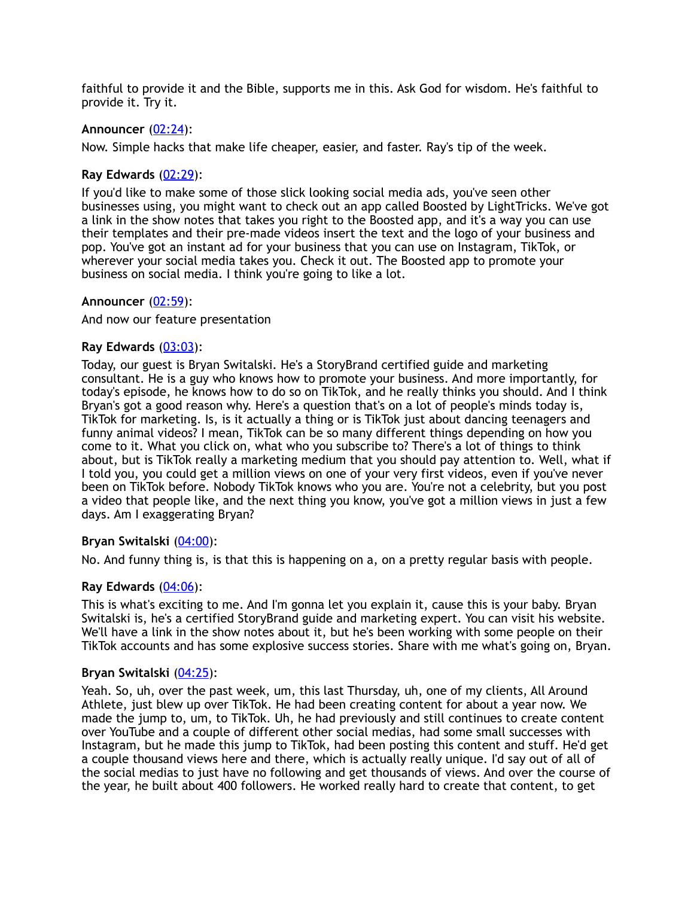faithful to provide it and the Bible, supports me in this. Ask God for wisdom. He's faithful to provide it. Try it.

**Announcer** ([02:24](#)):

Now. Simple hacks that make life cheaper, easier, and faster. Ray's tip of the week.

**Ray Edwards** ([02:29](#)):

If you'd like to make some of those slick looking social media ads, you've seen other businesses using, you might want to check out an app called Boosted by LightTricks. We've got a link in the show notes that takes you right to the Boosted app, and it's a way you can use their templates and their pre-made videos insert the text and the logo of your business and pop. You've got an instant ad for your business that you can use on Instagram, TikTok, or wherever your social media takes you. Check it out. The Boosted app to promote your business on social media. I think you're going to like a lot.

**Announcer** ([02:59](#)):

And now our feature presentation

**Ray Edwards** ([03:03](#)):

Today, our guest is Bryan Switalski. He's a StoryBrand certified guide and marketing consultant. He is a guy who knows how to promote your business. And more importantly, for today's episode, he knows how to do so on TikTok, and he really thinks you should. And I think Bryan's got a good reason why. Here's a question that's on a lot of people's minds today is, TikTok for marketing. Is, is it actually a thing or is TikTok just about dancing teenagers and funny animal videos? I mean, TikTok can be so many different things depending on how you come to it. What you click on, what who you subscribe to? There's a lot of things to think about, but is TikTok really a marketing medium that you should pay attention to. Well, what if I told you, you could get a million views on one of your very first videos, even if you've never been on TikTok before. Nobody TikTok knows who you are. You're not a celebrity, but you post a video that people like, and the next thing you know, you've got a million views in just a few days. Am I exaggerating Bryan?

**Bryan Switalski** ([04:00](#)):

No. And funny thing is, is that this is happening on a, on a pretty regular basis with people.

**Ray Edwards** ([04:06](#)):

This is what's exciting to me. And I'm gonna let you explain it, cause this is your baby. Bryan Switalski, is, he's a certified StoryBrand guide and marketing expert. You can visit his website. We'll have a link in the show notes about it, but he's been working with some people on their TikTok accounts and has some explosive success stories. Share with me what's going on, Bryan.

**Bryan Switalski** ([04:25](#)):

Yeah. So, uh, over the past week, um, this last Thursday, uh, one of my clients, All Around Athlete, just blew up over TikTok. He had been creating content for about a year now. We made the jump to, um, to TikTok. Uh, he had previously and still continues to create content over YouTube and a couple of different other social medias, had some small successes with Instagram, but he made this jump to TikTok, had been posting this content and stuff. He'd get a couple thousand views here and there, which is actually really unique. I'd say out of all of the social medias to just have no following and get thousands of views. And over the course of the year, he built about 400 followers. He worked really hard to create that content, to get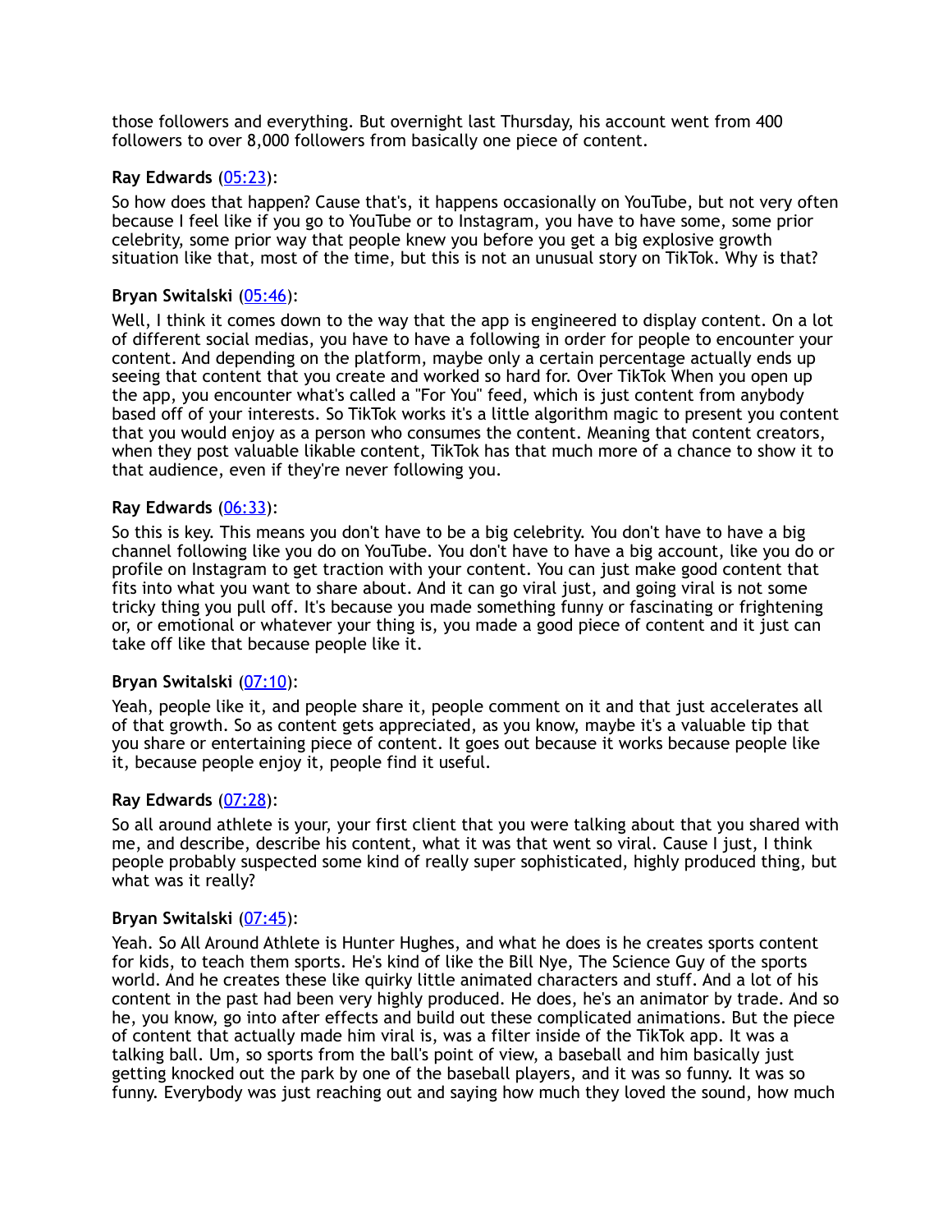those followers and everything. But overnight last Thursday, his account went from 400 followers to over 8,000 followers from basically one piece of content.

**Ray Edwards** ([05:23]()):

So how does that happen? Cause that's, it happens occasionally on YouTube, but not very often because I feel like if you go to YouTube or to Instagram, you have to have some, some prior celebrity, some prior way that people knew you before you get a big explosive growth situation like that, most of the time, but this is not an unusual story on TikTok. Why is that?

**Bryan Switalski** ([05:46]()):

Well, I think it comes down to the way that the app is engineered to display content. On a lot of different social medias, you have to have a following in order for people to encounter your content. And depending on the platform, maybe only a certain percentage actually ends up seeing that content that you create and worked so hard for. Over TikTok When you open up the app, you encounter what's called a "For You" feed, which is just content from anybody based off of your interests. So TikTok works it's a little algorithm magic to present you content that you would enjoy as a person who consumes the content. Meaning that content creators, when they post valuable likable content, TikTok has that much more of a chance to show it to that audience, even if they're never following you.

**Ray Edwards** ([06:33]()):

So this is key. This means you don't have to be a big celebrity. You don't have to have a big channel following like you do on YouTube. You don't have to have a big account, like you do or profile on Instagram to get traction with your content. You can just make good content that fits into what you want to share about. And it can go viral just, and going viral is not some tricky thing you pull off. It's because you made something funny or fascinating or frightening or, or emotional or whatever your thing is, you made a good piece of content and it just can take off like that because people like it.

**Bryan Switalski** ([07:10]()):

Yeah, people like it, and people share it, people comment on it and that just accelerates all of that growth. So as content gets appreciated, as you know, maybe it's a valuable tip that you share or entertaining piece of content. It goes out because it works because people like it, because people enjoy it, people find it useful.

**Ray Edwards** ([07:28]()):

So all around athlete is your, your first client that you were talking about that you shared with me, and describe, describe his content, what it was that went so viral. Cause I just, I think people probably suspected some kind of really super sophisticated, highly produced thing, but what was it really?

**Bryan Switalski** ([07:45]()):

Yeah. So All Around Athlete is Hunter Hughes, and what he does is he creates sports content for kids, to teach them sports. He's kind of like the Bill Nye, The Science Guy of the sports world. And he creates these like quirky little animated characters and stuff. And a lot of his content in the past had been very highly produced. He does, he's an animator by trade. And so he, you know, go into after effects and build out these complicated animations. But the piece of content that actually made him viral is, was a filter inside of the TikTok app. It was a talking ball. Um, so sports from the ball's point of view, a baseball and him basically just getting knocked out the park by one of the baseball players, and it was so funny. It was so funny. Everybody was just reaching out and saying how much they loved the sound, how much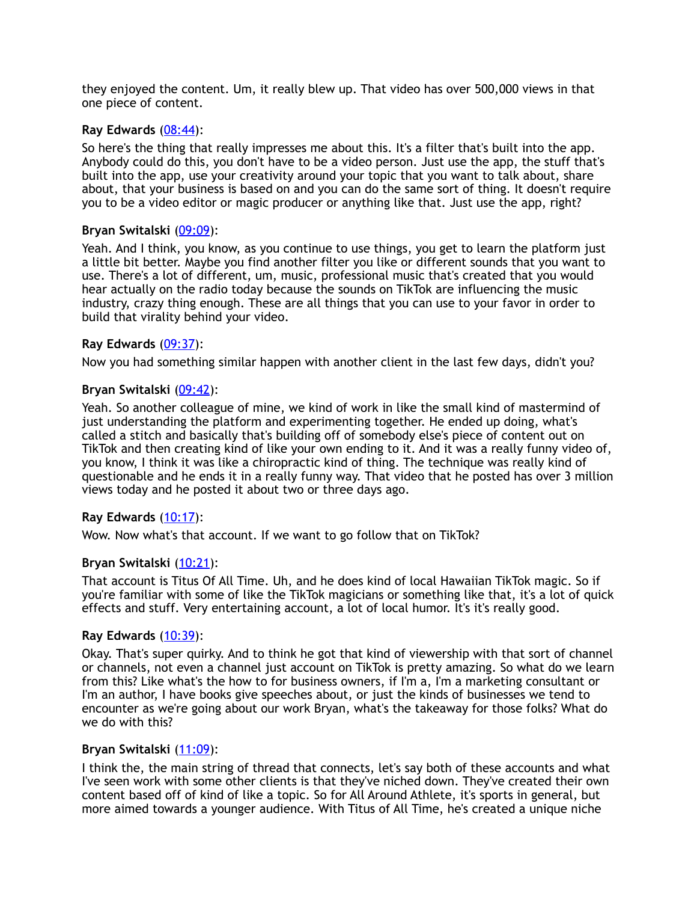they enjoyed the content. Um, it really blew up. That video has over 500,000 views in that one piece of content.

**Ray Edwards** (08:44):

So here's the thing that really impresses me about this. It's a filter that's built into the app. Anybody could do this, you don't have to be a video person. Just use the app, the stuff that's built into the app, use your creativity around your topic that you want to talk about, share about, that your business is based on and you can do the same sort of thing. It doesn't require you to be a video editor or magic producer or anything like that. Just use the app, right?

**Bryan Switalski** (09:09):

Yeah. And I think, you know, as you continue to use things, you get to learn the platform just a little bit better. Maybe you find another filter you like or different sounds that you want to use. There's a lot of different, um, music, professional music that's created that you would hear actually on the radio today because the sounds on TikTok are influencing the music industry, crazy thing enough. These are all things that you can use to your favor in order to build that virality behind your video.

**Ray Edwards** (09:37):

Now you had something similar happen with another client in the last few days, didn't you?

**Bryan Switalski** (09:42):

Yeah. So another colleague of mine, we kind of work in like the small kind of mastermind of just understanding the platform and experimenting together. He ended up doing, what's called a stitch and basically that's building off of somebody else's piece of content out on TikTok and then creating kind of like your own ending to it. And it was a really funny video of, you know, I think it was like a chiropractic kind of thing. The technique was really kind of questionable and he ends it in a really funny way. That video that he posted has over 3 million views today and he posted it about two or three days ago.

**Ray Edwards** (10:17):

Wow. Now what's that account. If we want to go follow that on TikTok?

**Bryan Switalski** (10:21):

That account is Titus Of All Time. Uh, and he does kind of local Hawaiian TikTok magic. So if you're familiar with some of like the TikTok magicians or something like that, it's a lot of quick effects and stuff. Very entertaining account, a lot of local humor. It's it's really good.

**Ray Edwards** (10:39):

Okay. That's super quirky. And to think he got that kind of viewership with that sort of channel or channels, not even a channel just account on TikTok is pretty amazing. So what do we learn from this? Like what's the how to for business owners, if I'm a, I'm a marketing consultant or I'm an author, I have books give speeches about, or just the kinds of businesses we tend to encounter as we're going about our work Bryan, what's the takeaway for those folks? What do we do with this?

**Bryan Switalski** (11:09):

I think the, the main string of thread that connects, let's say both of these accounts and what I've seen work with some other clients is that they've niched down. They've created their own content based off of kind of like a topic. So for All Around Athlete, it's sports in general, but more aimed towards a younger audience. With Titus of All Time, he's created a unique niche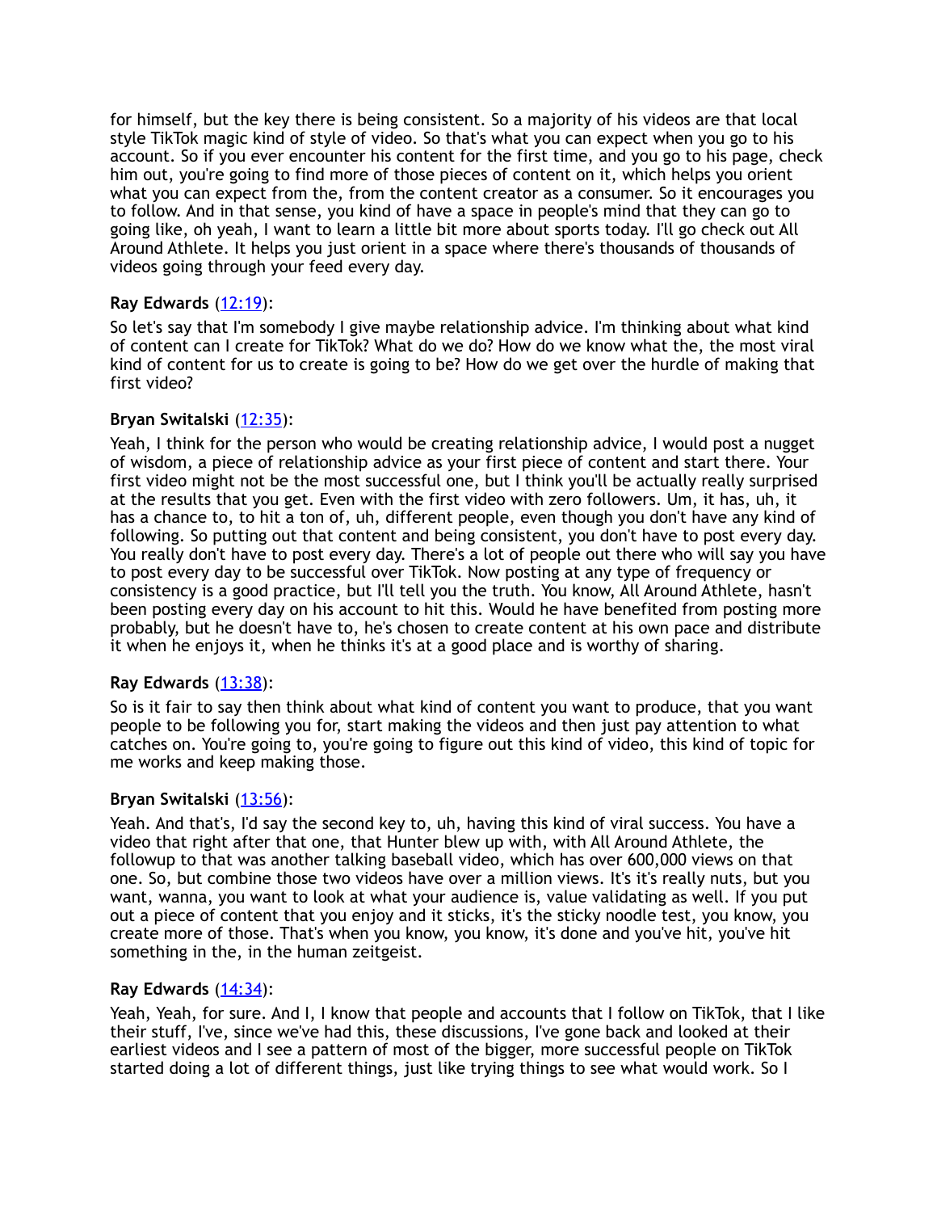for himself, but the key there is being consistent. So a majority of his videos are that local style TikTok magic kind of style of video. So that's what you can expect when you go to his account. So if you ever encounter his content for the first time, and you go to his page, check him out, you're going to find more of those pieces of content on it, which helps you orient what you can expect from the, from the content creator as a consumer. So it encourages you to follow. And in that sense, you kind of have a space in people's mind that they can go to going like, oh yeah, I want to learn a little bit more about sports today. I'll go check out All Around Athlete. It helps you just orient in a space where there's thousands of thousands of videos going through your feed every day.

**Ray Edwards** ([12:19]()):

So let's say that I'm somebody I give maybe relationship advice. I'm thinking about what kind of content can I create for TikTok? What do we do? How do we know what the, the most viral kind of content for us to create is going to be? How do we get over the hurdle of making that first video?

**Bryan Switalski** ([12:35]()):

Yeah, I think for the person who would be creating relationship advice, I would post a nugget of wisdom, a piece of relationship advice as your first piece of content and start there. Your first video might not be the most successful one, but I think you'll be actually really surprised at the results that you get. Even with the first video with zero followers. Um, it has, uh, it has a chance to, to hit a ton of, uh, different people, even though you don't have any kind of following. So putting out that content and being consistent, you don't have to post every day. You really don't have to post every day. There's a lot of people out there who will say you have to post every day to be successful over TikTok. Now posting at any type of frequency or consistency is a good practice, but I'll tell you the truth. You know, All Around Athlete, hasn't been posting every day on his account to hit this. Would he have benefited from posting more probably, but he doesn't have to, he's chosen to create content at his own pace and distribute it when he enjoys it, when he thinks it's at a good place and is worthy of sharing.

**Ray Edwards** ([13:38]()):

So is it fair to say then think about what kind of content you want to produce, that you want people to be following you for, start making the videos and then just pay attention to what catches on. You're going to, you're going to figure out this kind of video, this kind of topic for me works and keep making those.

**Bryan Switalski** ([13:56]()):

Yeah. And that's, I'd say the second key to, uh, having this kind of viral success. You have a video that right after that one, that Hunter blew up with, with All Around Athlete, the followup to that was another talking baseball video, which has over 600,000 views on that one. So, but combine those two videos have over a million views. It's it's really nuts, but you want, wanna, you want to look at what your audience is, value validating as well. If you put out a piece of content that you enjoy and it sticks, it's the sticky noodle test, you know, you create more of those. That's when you know, you know, it's done and you've hit, you've hit something in the, in the human zeitgeist.

**Ray Edwards** ([14:34]()):

Yeah, Yeah, for sure. And I, I know that people and accounts that I follow on TikTok, that I like their stuff, I've, since we've had this, these discussions, I've gone back and looked at their earliest videos and I see a pattern of most of the bigger, more successful people on TikTok started doing a lot of different things, just like trying things to see what would work. So I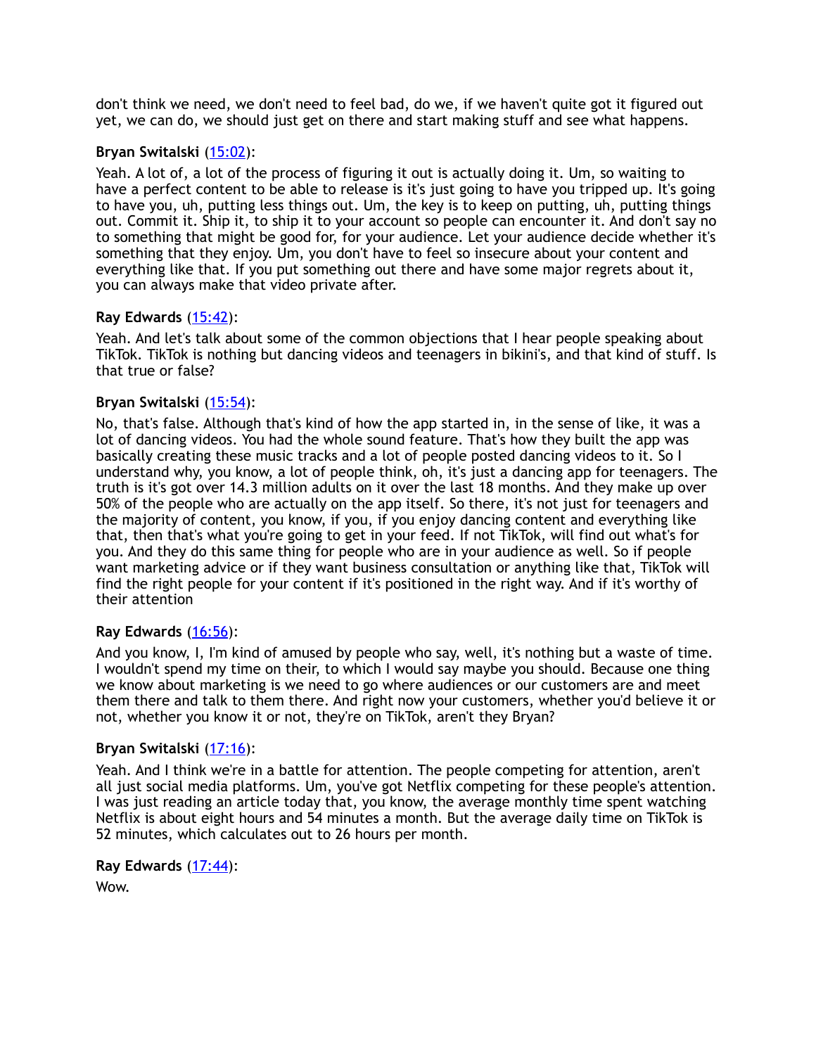don't think we need, we don't need to feel bad, do we, if we haven't quite got it figured out yet, we can do, we should just get on there and start making stuff and see what happens.

**Bryan Switalski** ([15:02](#)):

Yeah. A lot of, a lot of the process of figuring it out is actually doing it. Um, so waiting to have a perfect content to be able to release is it's just going to have you tripped up. It's going to have you, uh, putting less things out. Um, the key is to keep on putting, uh, putting things out. Commit it. Ship it, to ship it to your account so people can encounter it. And don't say no to something that might be good for, for your audience. Let your audience decide whether it's something that they enjoy. Um, you don't have to feel so insecure about your content and everything like that. If you put something out there and have some major regrets about it, you can always make that video private after.

**Ray Edwards** ([15:42](#)):

Yeah. And let's talk about some of the common objections that I hear people speaking about TikTok. TikTok is nothing but dancing videos and teenagers in bikini's, and that kind of stuff. Is that true or false?

**Bryan Switalski** ([15:54](#)):

No, that's false. Although that's kind of how the app started in, in the sense of like, it was a lot of dancing videos. You had the whole sound feature. That's how they built the app was basically creating these music tracks and a lot of people posted dancing videos to it. So I understand why, you know, a lot of people think, oh, it's just a dancing app for teenagers. The truth is it's got over 14.3 million adults on it over the last 18 months. And they make up over 50% of the people who are actually on the app itself. So there, it's not just for teenagers and the majority of content, you know, if you, if you enjoy dancing content and everything like that, then that's what you're going to get in your feed. If not TikTok, will find out what's for you. And they do this same thing for people who are in your audience as well. So if people want marketing advice or if they want business consultation or anything like that, TikTok will find the right people for your content if it's positioned in the right way. And if it's worthy of their attention

**Ray Edwards** ([16:56](#)):

And you know, I, I'm kind of amused by people who say, well, it's nothing but a waste of time. I wouldn't spend my time on their, to which I would say maybe you should. Because one thing we know about marketing is we need to go where audiences or our customers are and meet them there and talk to them there. And right now your customers, whether you'd believe it or not, whether you know it or not, they're on TikTok, aren't they Bryan?

**Bryan Switalski** ([17:16](#)):

Yeah. And I think we're in a battle for attention. The people competing for attention, aren't all just social media platforms. Um, you've got Netflix competing for these people's attention. I was just reading an article today that, you know, the average monthly time spent watching Netflix is about eight hours and 54 minutes a month. But the average daily time on TikTok is 52 minutes, which calculates out to 26 hours per month.

**Ray Edwards** ([17:44](#)):

Wow.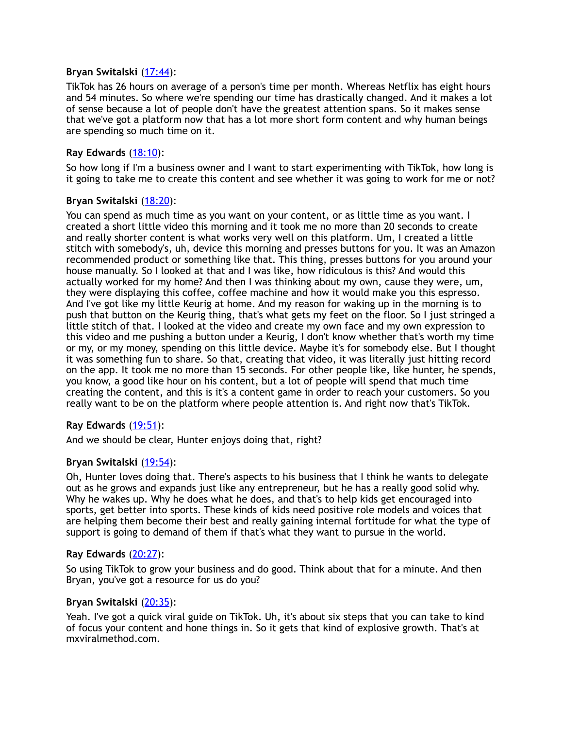**Bryan Switalski** ([17:44](#)):

TikTok has 26 hours on average of a person's time per month. Whereas Netflix has eight hours and 54 minutes. So where we're spending our time has drastically changed. And it makes a lot of sense because a lot of people don't have the greatest attention spans. So it makes sense that we've got a platform now that has a lot more short form content and why human beings are spending so much time on it.

**Ray Edwards** ([18:10](#)):

So how long if I'm a business owner and I want to start experimenting with TikTok, how long is it going to take me to create this content and see whether it was going to work for me or not?

**Bryan Switalski** ([18:20](#)):

You can spend as much time as you want on your content, or as little time as you want. I created a short little video this morning and it took me no more than 20 seconds to create and really shorter content is what works very well on this platform. Um, I created a little stitch with somebody's, uh, device this morning and presses buttons for you. It was an Amazon recommended product or something like that. This thing, presses buttons for you around your house manually. So I looked at that and I was like, how ridiculous is this? And would this actually worked for my home? And then I was thinking about my own, cause they were, um, they were displaying this coffee, coffee machine and how it would make you this espresso. And I've got like my little Keurig at home. And my reason for waking up in the morning is to push that button on the Keurig thing, that's what gets my feet on the floor. So I just stringed a little stitch of that. I looked at the video and create my own face and my own expression to this video and me pushing a button under a Keurig, I don't know whether that's worth my time or my, or my money, spending on this little device. Maybe it's for somebody else. But I thought it was something fun to share. So that, creating that video, it was literally just hitting record on the app. It took me no more than 15 seconds. For other people like, like hunter, he spends, you know, a good like hour on his content, but a lot of people will spend that much time creating the content, and this is it's a content game in order to reach your customers. So you really want to be on the platform where people attention is. And right now that's TikTok.

**Ray Edwards** ([19:51](#)):

And we should be clear, Hunter enjoys doing that, right?

**Bryan Switalski** ([19:54](#)):

Oh, Hunter loves doing that. There's aspects to his business that I think he wants to delegate out as he grows and expands just like any entrepreneur, but he has a really good solid why. Why he wakes up. Why he does what he does, and that's to help kids get encouraged into sports, get better into sports. These kinds of kids need positive role models and voices that are helping them become their best and really gaining internal fortitude for what the type of support is going to demand of them if that's what they want to pursue in the world.

**Ray Edwards** ([20:27](#)):

So using TikTok to grow your business and do good. Think about that for a minute. And then Bryan, you've got a resource for us do you?

**Bryan Switalski** ([20:35](#)):

Yeah. I've got a quick viral guide on TikTok. Uh, it's about six steps that you can take to kind of focus your content and hone things in. So it gets that kind of explosive growth. That's at mxviralmethod.com.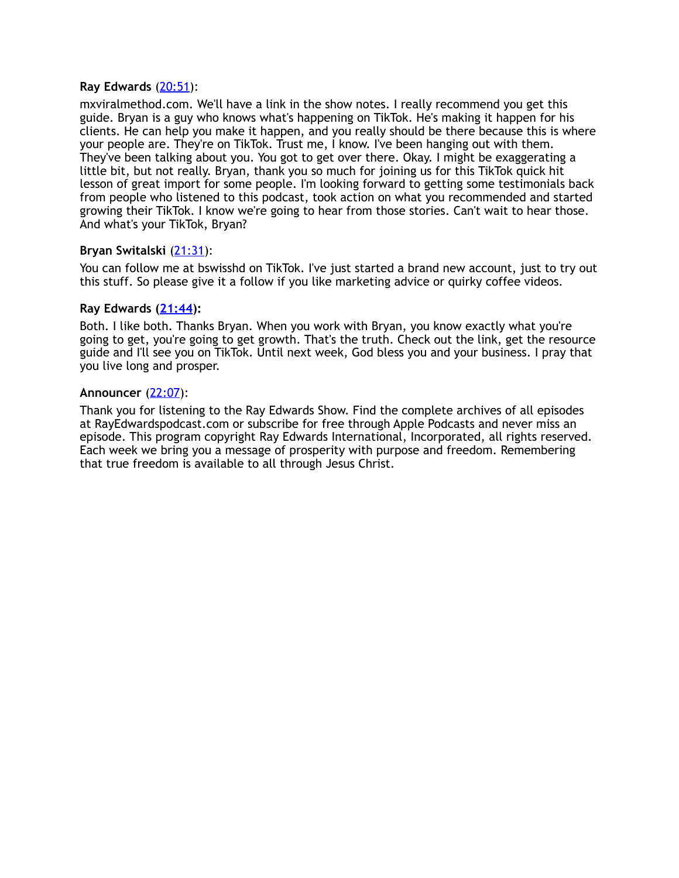**Ray Edwards** ([20:51](#)):

mxviralmethod.com. We'll have a link in the show notes. I really recommend you get this guide. Bryan is a guy who knows what's happening on TikTok. He's making it happen for his clients. He can help you make it happen, and you really should be there because this is where your people are. They're on TikTok. Trust me, I know. I've been hanging out with them. They've been talking about you. You got to get over there. Okay. I might be exaggerating a little bit, but not really. Bryan, thank you so much for joining us for this TikTok quick hit lesson of great import for some people. I'm looking forward to getting some testimonials back from people who listened to this podcast, took action on what you recommended and started growing their TikTok. I know we're going to hear from those stories. Can't wait to hear those. And what's your TikTok, Bryan?

**Bryan Switalski** ([21:31](#)):

You can follow me at bswisshd on TikTok. I've just started a brand new account, just to try out this stuff. So please give it a follow if you like marketing advice or quirky coffee videos.

**Ray Edwards ([21:44](#)):**

Both. I like both. Thanks Bryan. When you work with Bryan, you know exactly what you're going to get, you're going to get growth. That's the truth. Check out the link, get the resource guide and I'll see you on TikTok. Until next week, God bless you and your business. I pray that you live long and prosper.

**Announcer** ([22:07](#)):

Thank you for listening to the Ray Edwards Show. Find the complete archives of all episodes at RayEdwardspodcast.com or subscribe for free through Apple Podcasts and never miss an episode. This program copyright Ray Edwards International, Incorporated, all rights reserved. Each week we bring you a message of prosperity with purpose and freedom. Remembering that true freedom is available to all through Jesus Christ.